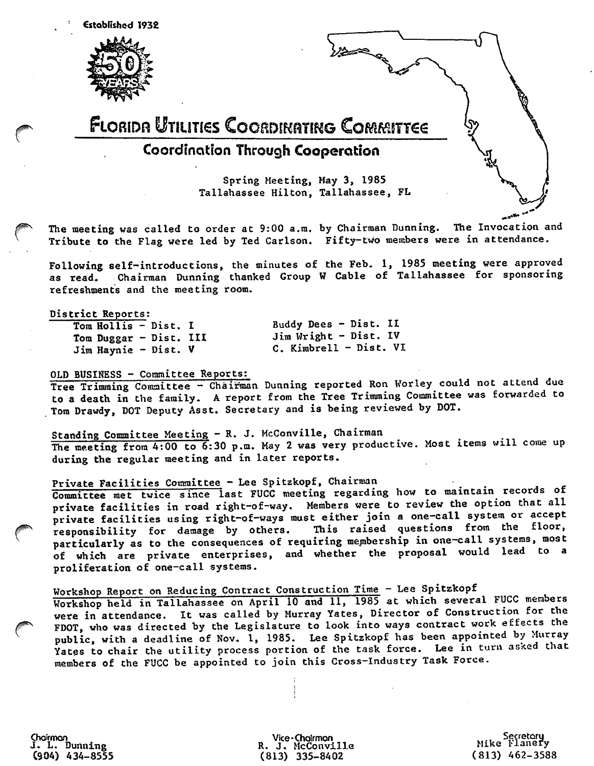Established 1932

50 YEARS

# Florida Utilities Coordinating Committee

## Coordination Through Cooperation

Spring Meeting, May 3, 1985
Tallahassee Hilton, Tallahassee, FL

The meeting was called to order at 9:00 a.m. by Chairman Dunning. The Invocation and Tribute to the Flag were led by Ted Carlson. Fifty-two members were in attendance.

Following self-introductions, the minutes of the Feb. 1, 1985 meeting were approved as read. Chairman Dunning thanked Group W Cable of Tallahassee for sponsoring refreshments and the meeting room.

District Reports:

| | |
|---|---|
| Tom Hollis - Dist. I | Buddy Dees - Dist. II |
| Tom Duggar - Dist. III | Jim Wright - Dist. IV |
| Jim Haynie - Dist. V | C. Kimbrell - Dist. VI |

OLD BUSINESS - Committee Reports:

Tree Trimming Committee - Chairman Dunning reported Ron Worley could not attend due to a death in the family. A report from the Tree Trimming Committee was forwarded to Tom Drawdy, DOT Deputy Asst. Secretary and is being reviewed by DOT.

Standing Committee Meeting - R. J. McConville, Chairman
The meeting from 4:00 to 6:30 p.m. May 2 was very productive. Most items will come up during the regular meeting and in later reports.

Private Facilities Committee - Lee Spitzkopf, Chairman
Committee met twice since last FUCC meeting regarding how to maintain records of private facilities in road right-of-way. Members were to review the option that all private facilities using right-of-ways must either join a one-call system or accept responsibility for damage by others. This raised questions from the floor, particularly as to the consequences of requiring membership in one-call systems, most of which are private enterprises, and whether the proposal would lead to a proliferation of one-call systems.

Workshop Report on Reducing Contract Construction Time - Lee Spitzkopf
Workshop held in Tallahassee on April 10 and 11, 1985 at which several FUCC members were in attendance. It was called by Murray Yates, Director of Construction for the FDOT, who was directed by the Legislature to look into ways contract work effects the public, with a deadline of Nov. 1, 1985. Lee Spitzkopf has been appointed by Murray Yates to chair the utility process portion of the task force. Lee in turn asked that members of the FUCC be appointed to join this Cross-Industry Task Force.

| Chairman | Vice-Chairman | Secretary |
|---|---|---|
| J. L. Dunning | R. J. McConville | Mike Flanery |
| (904) 434-8555 | (813) 335-8402 | (813) 462-3588 |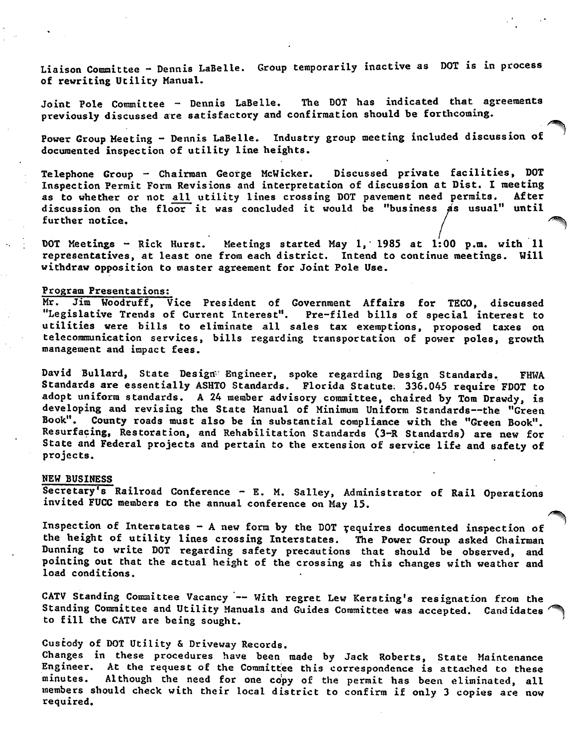Liaison Committee - Dennis LaBelle. Group temporarily inactive as DOT is in process of rewriting Utility Manual.

Joint Pole Committee - Dennis LaBelle. The DOT has indicated that agreements previously discussed are satisfactory and confirmation should be forthcoming.

Power Group Meeting - Dennis LaBelle. Industry group meeting included discussion of documented inspection of utility line heights.

Telephone Group - Chairman George McWicker. Discussed private facilities, DOT Inspection Permit Form Revisions and interpretation of discussion at Dist. I meeting as to whether or not all utility lines crossing DOT pavement need permits. After discussion on the floor it was concluded it would be "business as usual" until further notice.

DOT Meetings - Rick Hurst. Meetings started May 1, 1985 at 1:00 p.m. with 11 representatives, at least one from each district. Intend to continue meetings. Will withdraw opposition to master agreement for Joint Pole Use.

Program Presentations:
Mr. Jim Woodruff, Vice President of Government Affairs for TECO, discussed "Legislative Trends of Current Interest". Pre-filed bills of special interest to utilities were bills to eliminate all sales tax exemptions, proposed taxes on telecommunication services, bills regarding transportation of power poles, growth management and impact fees.

David Bullard, State Design Engineer, spoke regarding Design Standards. FHWA Standards are essentially ASHTO Standards. Florida Statute 336.045 require FDOT to adopt uniform standards. A 24 member advisory committee, chaired by Tom Drawdy, is developing and revising the State Manual of Minimum Uniform Standards--the "Green Book". County roads must also be in substantial compliance with the "Green Book". Resurfacing, Restoration, and Rehabilitation Standards (3-R Standards) are new for State and Federal projects and pertain to the extension of service life and safety of projects.

NEW BUSINESS
Secretary's Railroad Conference - E. M. Salley, Administrator of Rail Operations invited FUCC members to the annual conference on May 15.

Inspection of Interstates - A new form by the DOT requires documented inspection of the height of utility lines crossing Interstates. The Power Group asked Chairman Dunning to write DOT regarding safety precautions that should be observed, and pointing out that the actual height of the crossing as this changes with weather and load conditions.

CATV Standing Committee Vacancy -- With regret Lew Kersting's resignation from the Standing Committee and Utility Manuals and Guides Committee was accepted. Candidates to fill the CATV are being sought.

Custody of DOT Utility & Driveway Records.
Changes in these procedures have been made by Jack Roberts, State Maintenance Engineer. At the request of the Committee this correspondence is attached to these minutes. Although the need for one copy of the permit has been eliminated, all members should check with their local district to confirm if only 3 copies are now required.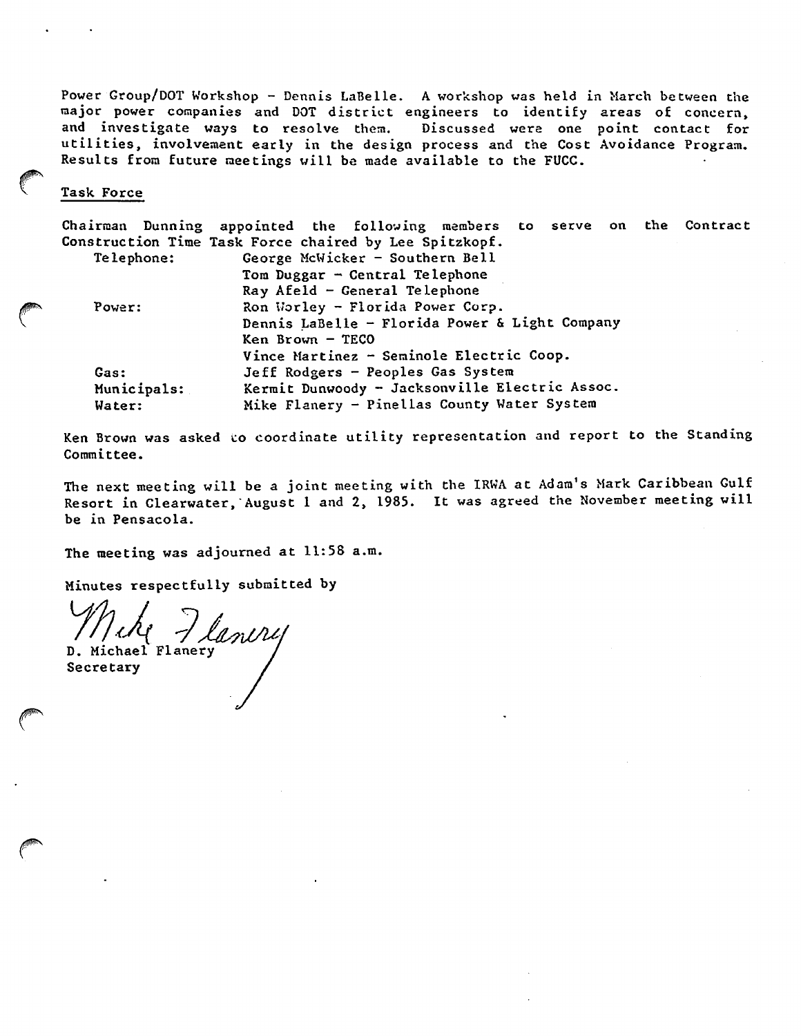Power Group/DOT Workshop - Dennis LaBelle. A workshop was held in March between the major power companies and DOT district engineers to identify areas of concern, and investigate ways to resolve them. Discussed were one point contact for utilities, involvement early in the design process and the Cost Avoidance Program. Results from future meetings will be made available to the FUCC.

Task Force

Chairman Dunning appointed the following members to serve on the Contract Construction Time Task Force chaired by Lee Spitzkopf.

| | |
|---|---|
| Telephone: | George McWicker - Southern Bell |
| | Tom Duggar - Central Telephone |
| | Ray Afeld - General Telephone |
| Power: | Ron Worley - Florida Power Corp. |
| | Dennis LaBelle - Florida Power & Light Company |
| | Ken Brown - TECO |
| | Vince Martinez - Seminole Electric Coop. |
| Gas: | Jeff Rodgers - Peoples Gas System |
| Municipals: | Kermit Dunwoody - Jacksonville Electric Assoc. |
| Water: | Mike Flanery - Pinellas County Water System |

Ken Brown was asked to coordinate utility representation and report to the Standing Committee.

The next meeting will be a joint meeting with the IRWA at Adam's Mark Caribbean Gulf Resort in Clearwater, August 1 and 2, 1985. It was agreed the November meeting will be in Pensacola.

The meeting was adjourned at 11:58 a.m.

Minutes respectfully submitted by

Mike Flanery

D. Michael Flanery
Secretary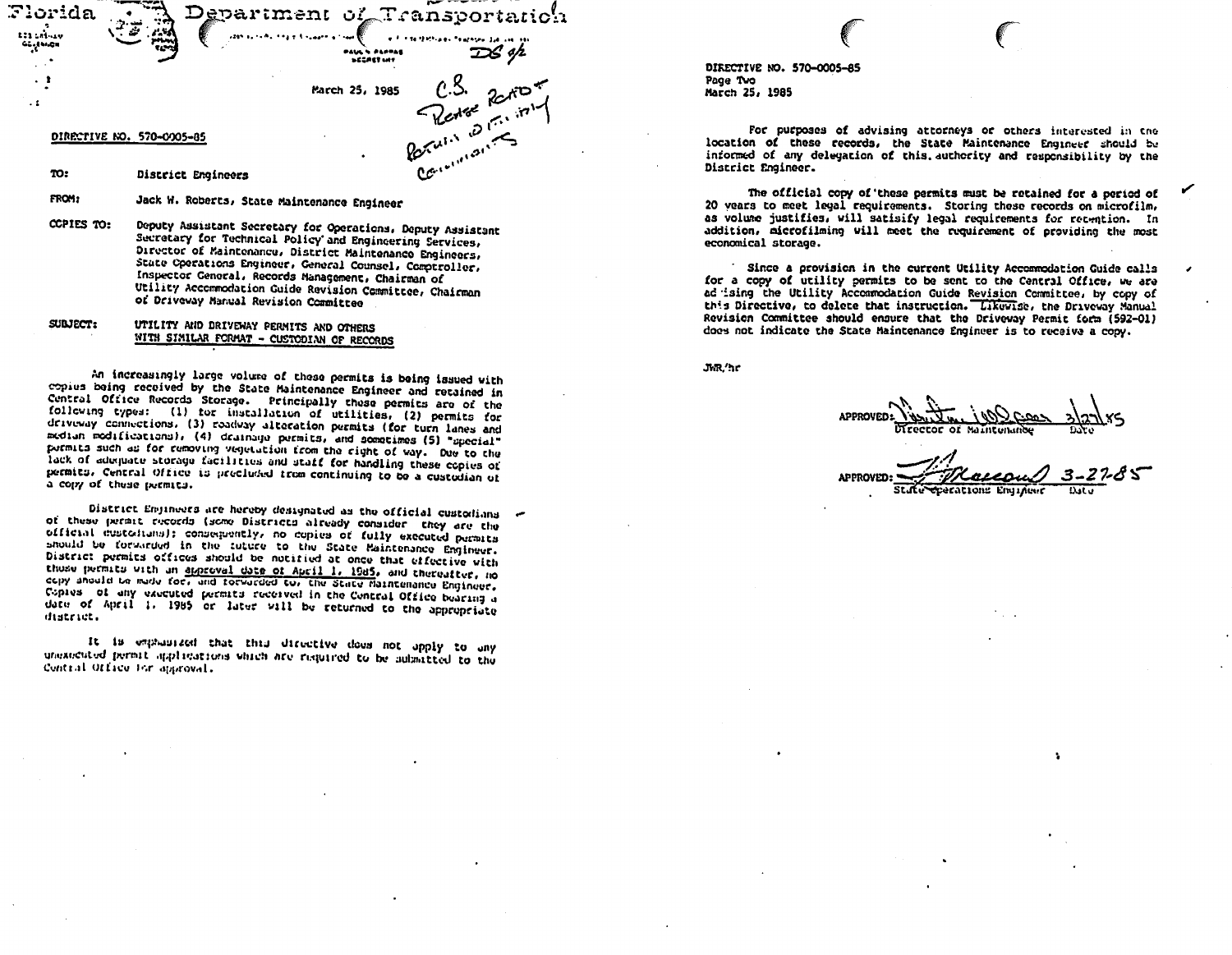# Florida Department of Transportation

March 25, 1985

DIRECTIVE NO. 570-0005-85

**TO:** District Engineers

**FROM:** Jack W. Roberts, State Maintenance Engineer

**COPIES TO:** Deputy Assistant Secretary for Operations, Deputy Assistant Secretary for Technical Policy and Engineering Services, Director of Maintenance, District Maintenance Engineers, State Operations Engineer, General Counsel, Comptroller, Inspector General, Records Management, Chairman of Utility Accommodation Guide Revision Committee, Chairman of Driveway Manual Revision Committee

**SUBJECT:** UTILITY AND DRIVEWAY PERMITS AND OTHERS WITH SIMILAR FORMAT - CUSTODIAN OF RECORDS

An increasingly large volume of these permits is being issued with copies being received by the State Maintenance Engineer and retained in Central Office Records Storage. Principally these permits are of the following types: (1) for installation of utilities, (2) permits for driveway connections, (3) roadway alteration permits (for turn lanes and median modifications), (4) drainage permits, and sometimes (5) "special" permits such as for removing vegetation from the right of way. Due to the lack of adequate storage facilities and staff for handling these copies of permits, Central Office is precluded from continuing to be a custodian of a copy of these permits.

District Engineers are hereby designated as the official custodians of these permit records (some Districts already consider they are the official custodians); consequently, no copies of fully executed permits should be forwarded in the future to the State Maintenance Engineer. District permits offices should be notified at once that effective with those permits with an approval date of April 1, 1985, and thereafter, no copy should be made for, and forwarded to, the State Maintenance Engineer. Copies of any executed permits received in the Central Office bearing a date of April 1, 1985 or later will be returned to the appropriate district.

It is emphasized that this directive does not apply to any unexecuted permit applications which are required to be submitted to the Central Office for approval.

DIRECTIVE NO. 570-0005-85
Page Two
March 25, 1985

For purposes of advising attorneys or others interested in the location of these records, the State Maintenance Engineer should be informed of any delegation of this authority and responsibility by the District Engineer.

The official copy of these permits must be retained for a period of 20 years to meet legal requirements. Storing these records on microfilm, as volume justifies, will satisfy legal requirements for retention. In addition, microfilming will meet the requirement of providing the most economical storage.

Since a provision in the current Utility Accommodation Guide calls for a copy of utility permits to be sent to the Central Office, we are advising the Utility Accommodation Guide Revision Committee, by copy of this Directive, to delete that instruction. Likewise, the Driveway Manual Revision Committee should ensure that the Driveway Permit form (592-01) does not indicate the State Maintenance Engineer is to receive a copy.

JWR/hr

APPROVED: _______________ 3/27/85
Director of Maintenance Date

APPROVED: _______________ 3-27-85
State Operations Engineer Date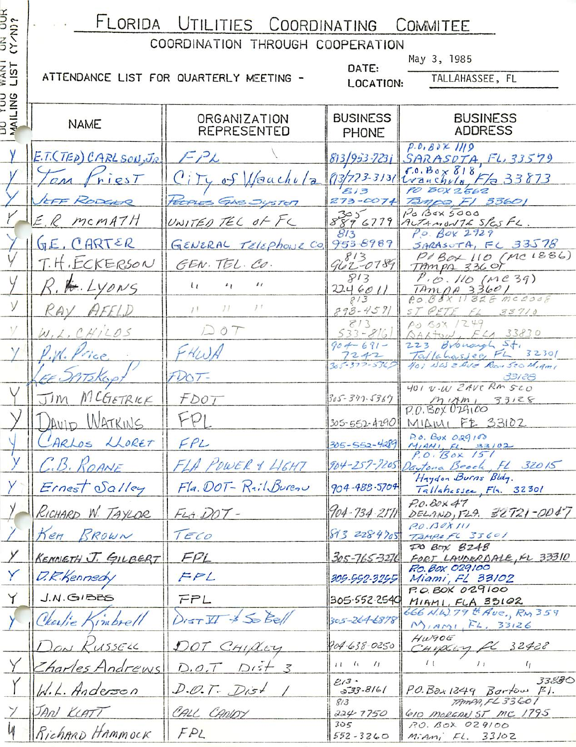# FLORIDA UTILITIES COORDINATING COMMITEE

COORDINATION THROUGH COOPERATION

ATTENDANCE LIST FOR QUARTERLY MEETING -

DATE: May 3, 1985

LOCATION: TALLAHASSEE, FL

| DO YOU WANT ON OUR MAILING LIST (Y/N)? | NAME | ORGANIZATION REPRESENTED | BUSINESS PHONE | BUSINESS ADDRESS |
|---|---|---|---|---|
| Y | E.T.(TED) CARLSON, JR. | FPL | 813/953-7231 | P.O. BOX 1119 SARASOTA, FL. 33579 |
| Y | Tom Priest | City of Wauchula | 813/773-3131 | P.O. Box 818 Wauchula, Fla 33873 |
| Y | JEFF RODGER | PEOPLES GAS SYSTEM | 813 273-0074 | PO BOX 2562 Tampa, Fl 33601 |
| Y | E.R. MCMATH | UNITED TEL of FL | 305 889 6779 | Po Box 5000 ALTAMONTE SPGS FL. |
| Y | G.E. CARTER | GENERAL Telephone Co. | 813 953-8989 | P.O. Box 2929 SARASOTA, FL 33578 |
| Y | T.H. ECKERSON | GEN. TEL. Co. | 813 962-0789 | PO Box 110 (MC 1886) TAMPA 33601 |
| Y | R. L. LYONS | " " " | 813 224 6011 | P.O. 110 (MC 39) TAMPA 33601 |
| Y | RAY AFELD | " " " | 813 898-4591 | P.O. BOX 11328 MC2008 ST PETE FL 33710 |
| Y | W.L. CHILDS | DOT | 813 533-8161 | PO BOX 1249 BARTOW, FLA 33830 |
| Y | P.K. Price | FHWA | 904-691-7242 | 223 Bronough St. Tallahassee, FL 32301 |
| | Lee Satzkopf | FDOT- | 305-377-5367 | 401 NW 2 Ave Room 520 Miami 33128 |
| Y | JIM MCGETRICK | FDOT | 305-377-5367 | 401 N.W. 2 AVE RM 520 MIAMI, 33128 |
| Y | DAVID WATKINS | FPL | 305-552-4290 | P.O. Box 029100 MIAMI FL 33102 |
| Y | CARLOS LLORET | FPL | 305-552-4289 | P.O. Box 029100 MIAMI, FL 33102 |
| Y | C.B. ROANE | FLA POWER & LIGHT | 904-257-7205 | P.O. Box 151 Daytona Beach, FL 32015 |
| Y | Ernest Salley | Fla. DOT- Rail Bureau | 904-488-5704 | Haydon Burns Bldg. Tallahassee, Fla. 32301 |
| Y | RICHARD W. TAYLOR | FLA. DOT- | 904-734-2171 | P.O. Box 47 DELAND, FLA. 32721-0047 |
| Y | Ken BROWN | TECO | 813 228 4705 | P.O. BOX 111 TAMPA FL 33601 |
| Y | KENNETH J. GILBERT | FPL | 305-765-3276 | PO Box 8248 FORT LAUDERDALE, FL 33310 |
| Y | D.R. Kennedy | FPL | 305-552-3255 | P.O. Box 029100 Miami, FL 33102 |
| Y | J.N. GIBBS | FPL | 305-552-2540 | P.O. BOX 029100 MIAMI, FLA 33102 |
| Y | Charlie Kimbrell | Dist VI & So Bell | 305-264-6878 | 666 N.W. 79th Ave., Rm 359 MIAMI, FL. 33126 |
| | Don Russell | DOT Chipley | 904-638-0250 | HWY 90E Chipley FL 32428 |
| Y | Charles Andrews | D.O.T. Dist 3 | " " " | " " " |
| Y | W.L. Anderson | D.O.T. Dist 1 | 813-533-8161 | P.O. Box 1249 Bartow Fl. 33830 |
| Y | JAN KLATT | CALL CANDY | 813 224-7750 | TAMPA, FL 33601 610 MORGAN ST MC 1795 |
| Y | RICHARD HAMMOCK | FPL | 305 552-3260 | P.O. BOX 029100 Miami FL. 33102 |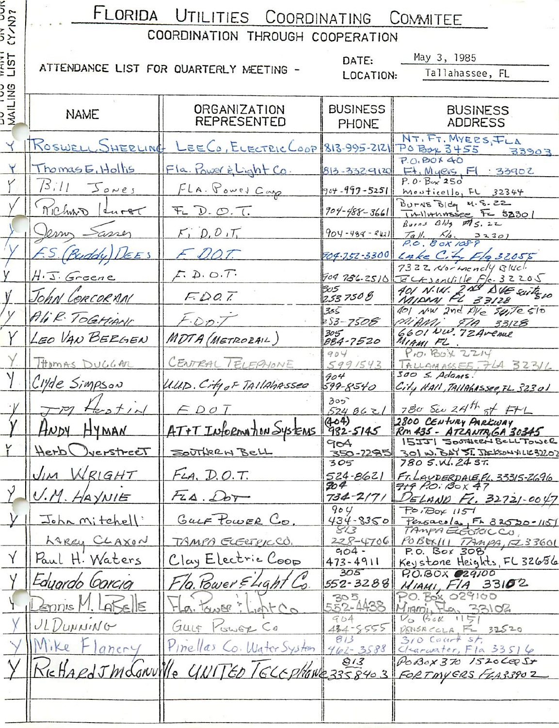DO YOU WANT ON OUR MAILING LIST (Y/N)?

# FLORIDA UTILITIES COORDINATING COMMITEE

## COORDINATION THROUGH COOPERATION

ATTENDANCE LIST FOR QUARTERLY MEETING -

DATE: May 3, 1985

LOCATION: Tallahassee, FL

| | NAME | ORGANIZATION REPRESENTED | BUSINESS PHONE | BUSINESS ADDRESS |
|---|---|---|---|---|
| Y | Roswell Sherling | Lee Co. Electric Coop | 813-995-2121 | NT. FT. MYERS, FLA PO Box 3455 33903 |
| Y | Thomas E. Hollis | Fla. Power & Light Co. | 813-332-9120 | P.O. BOX 40 Ft. Myers, Fl 33902 |
| Y | Bill Jones | FLA. Power Corp | 904-997-5251 | P.O. Box 250 Monticello, FL 32344 |
| Y | Richard Hurst | FL D.O.T. | 904-488-3661 | Burns Bldg M.S. 22 Tallahassee FL 32301 |
| Y | Jerry Sasser | FL D.O.T. | 904-488-2421 | Burns Bldg MS. 22 Tall. Fla. 32301 |
| Y | F.S. (Buddy) Dees | F DOT | 904-752-3300 | P.O. Box 1089 Lake City Fla 32055 |
| Y | H.J. Greene | F.D.O.T. | 904 786-2510 | 7322 Normandy Blvd. Jacksonville Fla. 32205 |
| Y | John Corcoran | F.D.O.T. | 305 253 7508 | 401 N.W. 2nd Ave Suite 510 Miami FL 33128 |
| Y | Ali R. Toghiani | F.D.O.T | 305 253-7508 | 401 NW 2nd Ave Suite 510 Miami FLA 33128 |
| Y | Leo Van Bergen | MDTA (Metrorail) | 305 884-7520 | 6601 NW. 72 Avenue Miami FL |
| Y | Thomas Duggan | Central Telephone | 904 599 1543 | P.O. Box 2214 Tallahassee, FLA 32316 |
| Y | Clyde Simpson | U.U.D. City of Tallahassee | 904 599-8540 | 300 S. Adams. City Hall, Tallahassee, FL. 32301 |
| Y | Jim Austin | FDOT | 305 524 8621 | 780 SW 24th st FTL |
| Y | Andy Hyman | AT&T Information Systems | (404) 982-5145 | 2800 Century Parkway Rm 435 - Atlanta, GA 30345 |
| Y | Herb Overstreet | Southern Bell | 904 350-2285 | 15JJ1 Southern Bell Tower 301 W. Bay St. Jacksonville 32202 |
| | Jim Wright | Fla. D.O.T. | 305 524-8621 | 780 S.W. 24 ST. Ft. Lauderdale, FL. 33315-2696 |
| Y | J.M. Haynie | Fla. DOT | 904 734-2171 | P.O. Box 47 Deland FL. 32721-0047 |
| Y | John Mitchell | Gulf Power Co. | 904 434-8350 | P.O. Box 1151 Pensacola, FL 32520-1151 |
| | Larry Claxon | Tampa Electric Co. | 813 228-4706 | Tampa Electric Co. PO Box 111 Tampa, FL 33601 |
| Y | Paul H. Waters | Clay Electric Coop | 904-473-4911 | P.O. Box 308 Keystone Heights, FL 32656 |
| Y | Eduardo Garcia | Fla. Power & Light Co. | 305 552-3288 | P.O. BOX 029100 Miami, Fla 33102 |
| Y | Dennis M. LaBelle | Fla. Power & Light Co | 305 552-4438 | P.O. Box 029100 Miami, Fla. 33102 |
| Y | JL Dunning | Gulf Power Co | 904 434-5555 | Po Box 1151 Pensacola, FL 32520 |
| Y | Mike Flanery | Pinellas Co. Water System | 813 462-3588 | 310 Court St. Clearwater, Fla 33516 |
| Y | Richard J McConville | United Telephone | 813 335 8403 | Po Box 370 1520 Lee St Fort Myers Fla 33902 |